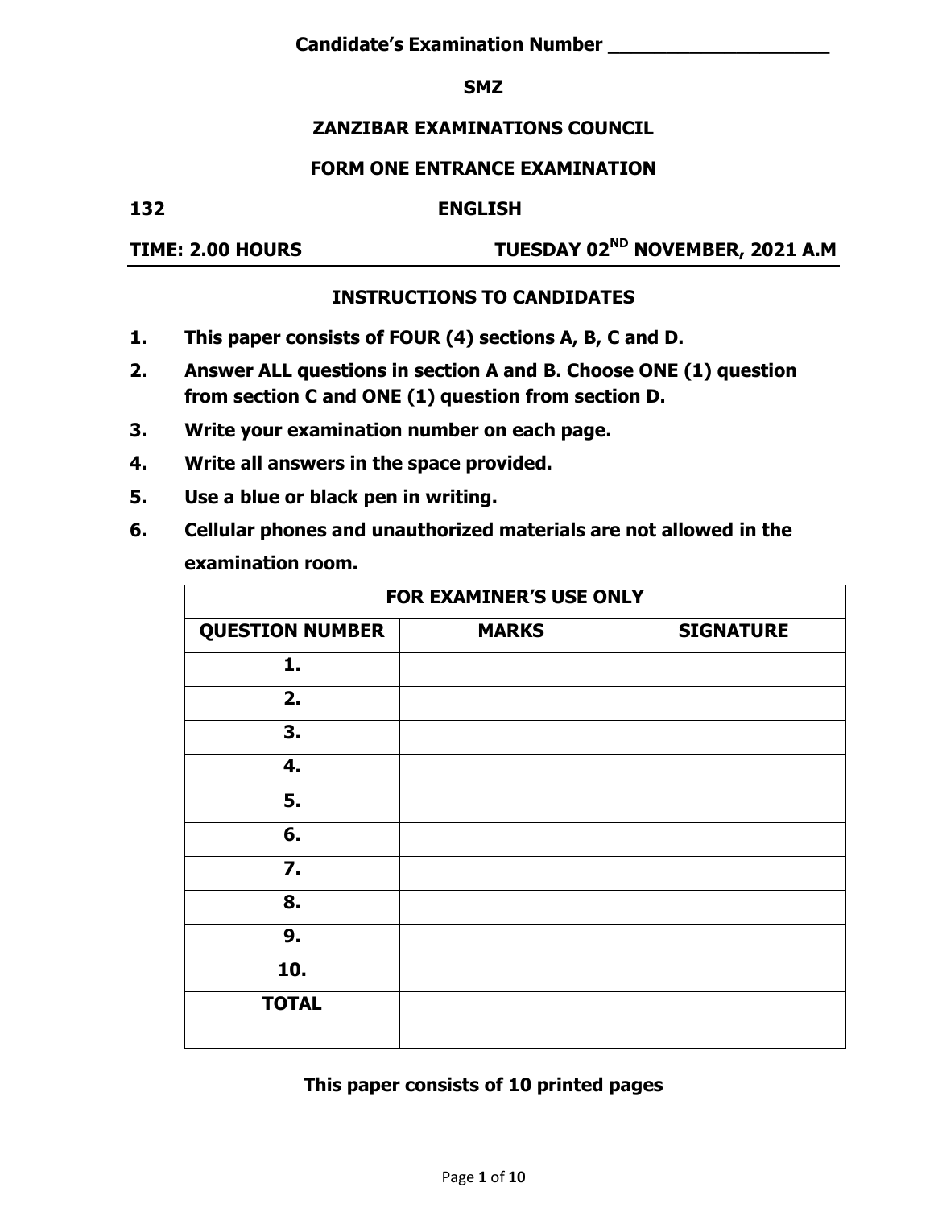**Candidate's Examination Number ____________________**

**SMZ**

# ZANZIBAR EXAMINATIONS COUNCIL

## FORM ONE ENTRANCE EXAMINATION

**132** **ENGLISH**

**TIME: 2.00 HOURS** **TUESDAY 02ND NOVEMBER, 2021 A.M**

### INSTRUCTIONS TO CANDIDATES

1. **This paper consists of FOUR (4) sections A, B, C and D.**
2. **Answer ALL questions in section A and B. Choose ONE (1) question from section C and ONE (1) question from section D.**
3. **Write your examination number on each page.**
4. **Write all answers in the space provided.**
5. **Use a blue or black pen in writing.**
6. **Cellular phones and unauthorized materials are not allowed in the examination room.**

| FOR EXAMINER'S USE ONLY | | |
|---|---|---|
| **QUESTION NUMBER** | **MARKS** | **SIGNATURE** |
| 1. | | |
| 2. | | |
| 3. | | |
| 4. | | |
| 5. | | |
| 6. | | |
| 7. | | |
| 8. | | |
| 9. | | |
| 10. | | |
| **TOTAL** | | |

**This paper consists of 10 printed pages**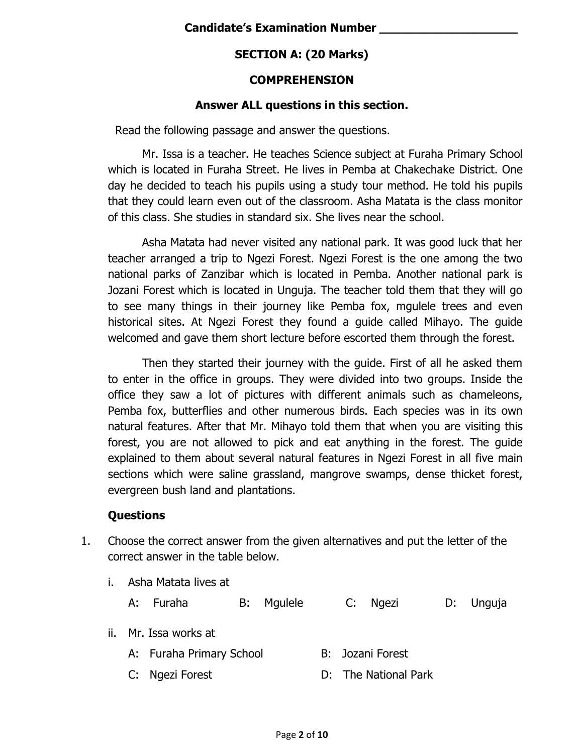**Candidate's Examination Number ____________________**

## SECTION A: (20 Marks)

## COMPREHENSION

**Answer ALL questions in this section.**

Read the following passage and answer the questions.

Mr. Issa is a teacher. He teaches Science subject at Furaha Primary School which is located in Furaha Street. He lives in Pemba at Chakechake District. One day he decided to teach his pupils using a study tour method. He told his pupils that they could learn even out of the classroom. Asha Matata is the class monitor of this class. She studies in standard six. She lives near the school.

Asha Matata had never visited any national park. It was good luck that her teacher arranged a trip to Ngezi Forest. Ngezi Forest is the one among the two national parks of Zanzibar which is located in Pemba. Another national park is Jozani Forest which is located in Unguja. The teacher told them that they will go to see many things in their journey like Pemba fox, mgulele trees and even historical sites. At Ngezi Forest they found a guide called Mihayo. The guide welcomed and gave them short lecture before escorted them through the forest.

Then they started their journey with the guide. First of all he asked them to enter in the office in groups. They were divided into two groups. Inside the office they saw a lot of pictures with different animals such as chameleons, Pemba fox, butterflies and other numerous birds. Each species was in its own natural features. After that Mr. Mihayo told them that when you are visiting this forest, you are not allowed to pick and eat anything in the forest. The guide explained to them about several natural features in Ngezi Forest in all five main sections which were saline grassland, mangrove swamps, dense thicket forest, evergreen bush land and plantations.

### Questions

1. Choose the correct answer from the given alternatives and put the letter of the correct answer in the table below.

   i. Asha Matata lives at

   A: Furaha B: Mgulele C: Ngezi D: Unguja

   ii. Mr. Issa works at

   A: Furaha Primary School B: Jozani Forest

   C: Ngezi Forest D: The National Park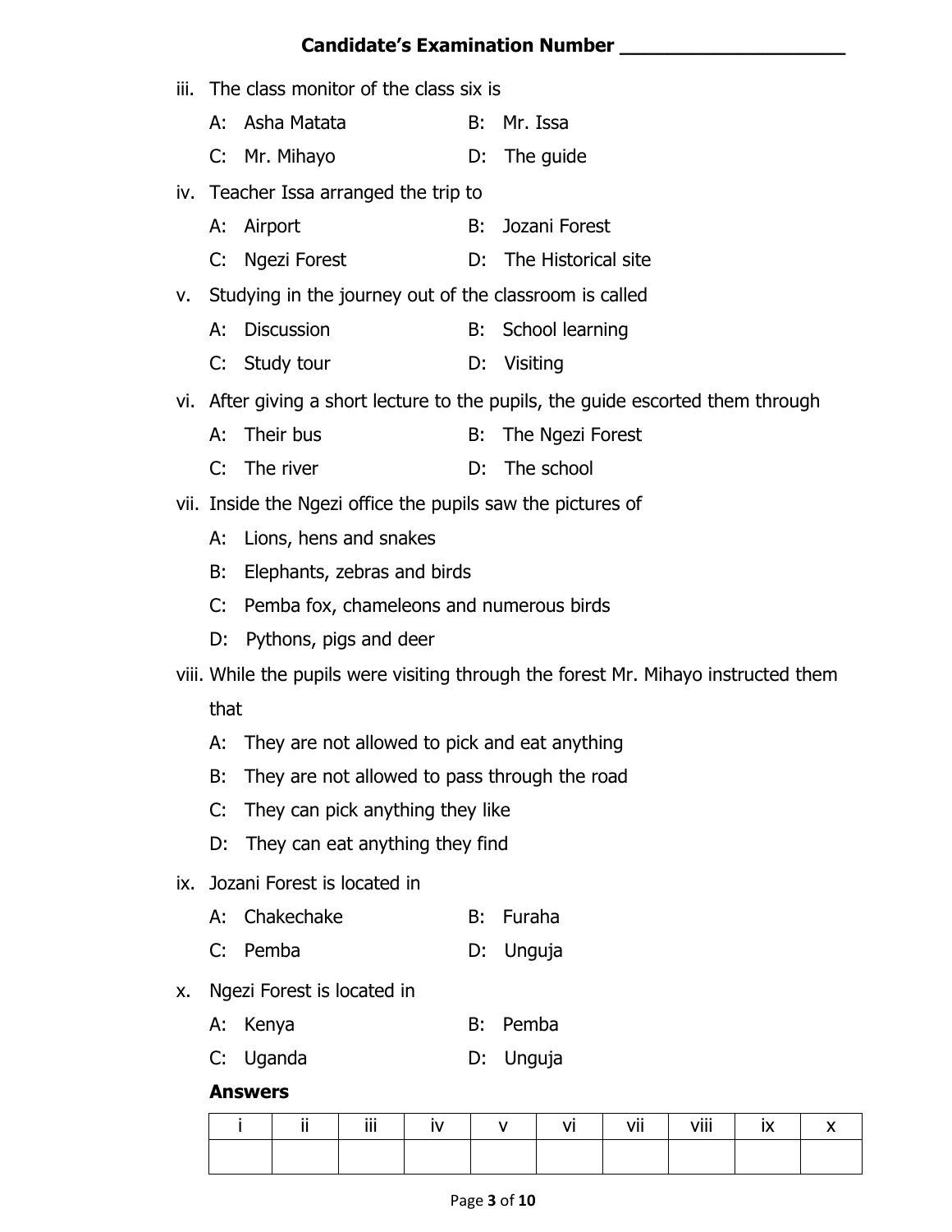iii. The class monitor of the class six is

A: Asha Matata  
B: Mr. Issa  
C: Mr. Mihayo  
D: The guide

iv. Teacher Issa arranged the trip to

A: Airport  
B: Jozani Forest  
C: Ngezi Forest  
D: The Historical site

v. Studying in the journey out of the classroom is called

A: Discussion  
B: School learning  
C: Study tour  
D: Visiting

vi. After giving a short lecture to the pupils, the guide escorted them through

A: Their bus  
B: The Ngezi Forest  
C: The river  
D: The school

vii. Inside the Ngezi office the pupils saw the pictures of

A: Lions, hens and snakes  
B: Elephants, zebras and birds  
C: Pemba fox, chameleons and numerous birds  
D: Pythons, pigs and deer

viii. While the pupils were visiting through the forest Mr. Mihayo instructed them that

A: They are not allowed to pick and eat anything  
B: They are not allowed to pass through the road  
C: They can pick anything they like  
D: They can eat anything they find

ix. Jozani Forest is located in

A: Chakechake  
B: Furaha  
C: Pemba  
D: Unguja

x. Ngezi Forest is located in

A: Kenya  
B: Pemba  
C: Uganda  
D: Unguja

**Answers**

| i | ii | iii | iv | v | vi | vii | viii | ix | x |
|---|---|---|---|---|---|---|---|---|---|
| | | | | | | | | | |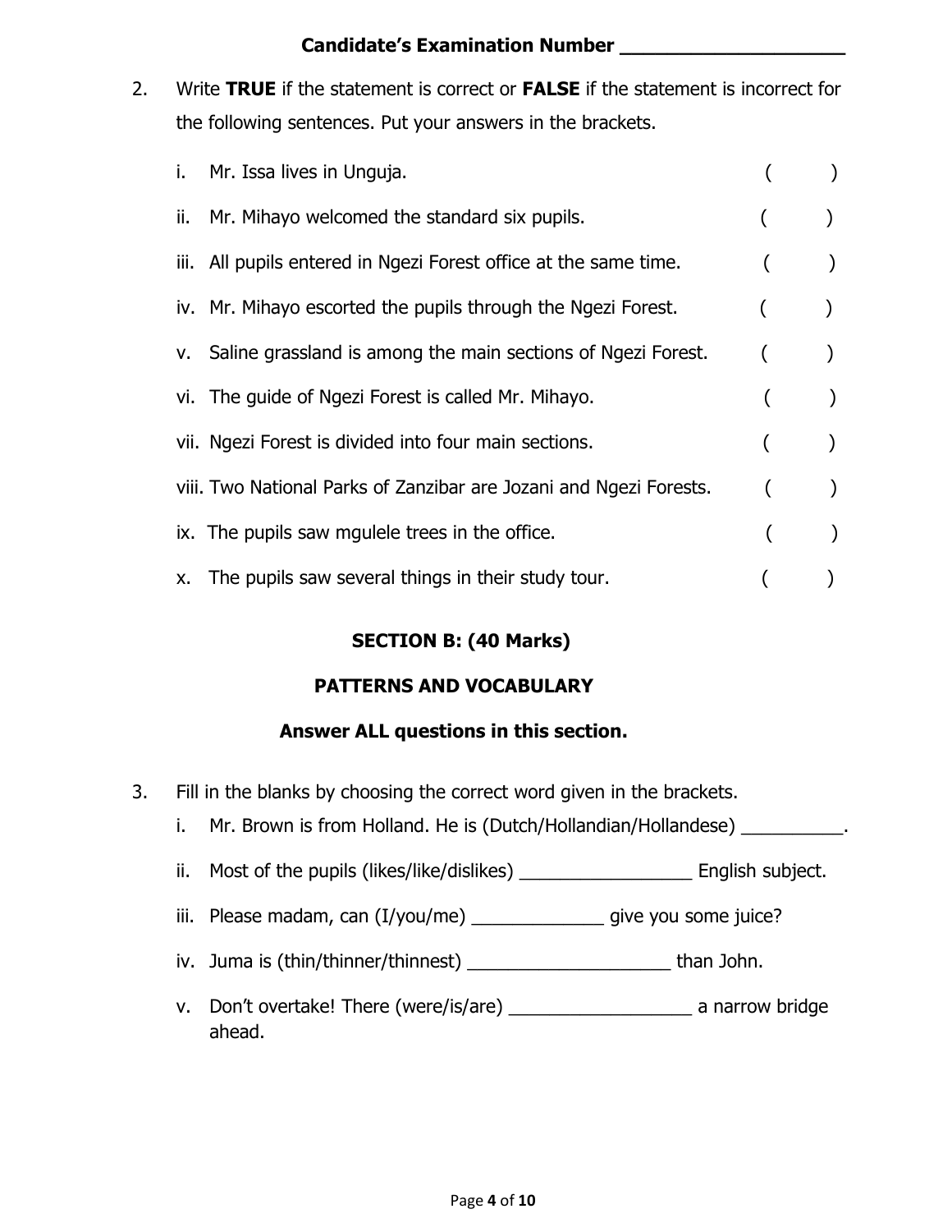**Candidate's Examination Number ____________________**

2. Write **TRUE** if the statement is correct or **FALSE** if the statement is incorrect for the following sentences. Put your answers in the brackets.

   i. Mr. Issa lives in Unguja. (        )

   ii. Mr. Mihayo welcomed the standard six pupils. (        )

   iii. All pupils entered in Ngezi Forest office at the same time. (        )

   iv. Mr. Mihayo escorted the pupils through the Ngezi Forest. (        )

   v. Saline grassland is among the main sections of Ngezi Forest. (        )

   vi. The guide of Ngezi Forest is called Mr. Mihayo. (        )

   vii. Ngezi Forest is divided into four main sections. (        )

   viii. Two National Parks of Zanzibar are Jozani and Ngezi Forests. (        )

   ix. The pupils saw mgulele trees in the office. (        )

   x. The pupils saw several things in their study tour. (        )

## SECTION B: (40 Marks)

## PATTERNS AND VOCABULARY

### Answer ALL questions in this section.

3. Fill in the blanks by choosing the correct word given in the brackets.

   i. Mr. Brown is from Holland. He is (Dutch/Hollandian/Hollandese) __________.

   ii. Most of the pupils (likes/like/dislikes) _________________ English subject.

   iii. Please madam, can (I/you/me) _____________ give you some juice?

   iv. Juma is (thin/thinner/thinnest) ____________________ than John.

   v. Don't overtake! There (were/is/are) __________________ a narrow bridge ahead.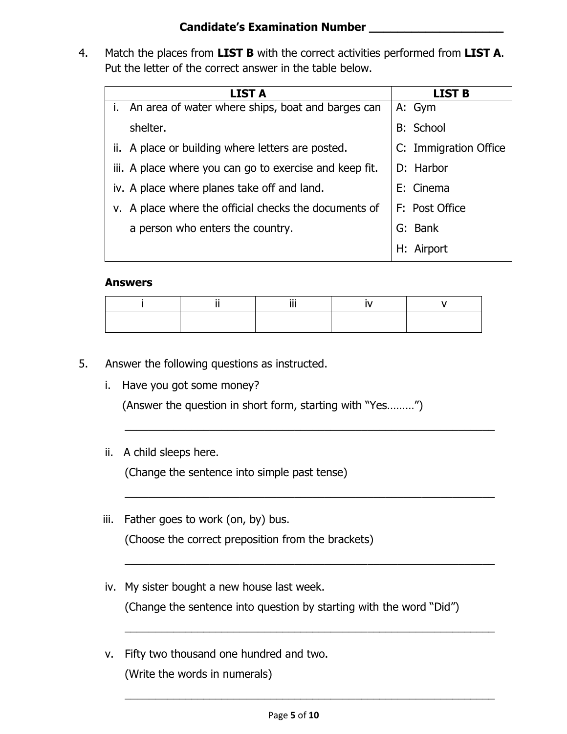**Candidate's Examination Number \_\_\_\_\_\_\_\_\_\_\_\_\_\_\_\_\_\_\_\_**

4. Match the places from **LIST B** with the correct activities performed from **LIST A**. Put the letter of the correct answer in the table below.

| LIST A | LIST B |
|---|---|
| i. An area of water where ships, boat and barges can shelter. | A: Gym<br>B: School |
| ii. A place or building where letters are posted. | C: Immigration Office |
| iii. A place where you can go to exercise and keep fit. | D: Harbor |
| iv. A place where planes take off and land. | E: Cinema |
| v. A place where the official checks the documents of a person who enters the country. | F: Post Office<br>G: Bank<br>H: Airport |

**Answers**

| i | ii | iii | iv | v |
|---|---|---|---|---|
| | | | | |

5. Answer the following questions as instructed.

   i. Have you got some money?
   (Answer the question in short form, starting with "Yes………")

   \_\_\_\_\_\_\_\_\_\_\_\_\_\_\_\_\_\_\_\_\_\_\_\_\_\_\_\_\_\_\_\_\_\_\_\_\_\_\_\_\_\_\_\_\_\_\_\_\_\_\_\_\_\_\_\_

   ii. A child sleeps here.
   (Change the sentence into simple past tense)

   \_\_\_\_\_\_\_\_\_\_\_\_\_\_\_\_\_\_\_\_\_\_\_\_\_\_\_\_\_\_\_\_\_\_\_\_\_\_\_\_\_\_\_\_\_\_\_\_\_\_\_\_\_\_\_\_

   iii. Father goes to work (on, by) bus.
   (Choose the correct preposition from the brackets)

   \_\_\_\_\_\_\_\_\_\_\_\_\_\_\_\_\_\_\_\_\_\_\_\_\_\_\_\_\_\_\_\_\_\_\_\_\_\_\_\_\_\_\_\_\_\_\_\_\_\_\_\_\_\_\_\_

   iv. My sister bought a new house last week.
   (Change the sentence into question by starting with the word "Did")

   \_\_\_\_\_\_\_\_\_\_\_\_\_\_\_\_\_\_\_\_\_\_\_\_\_\_\_\_\_\_\_\_\_\_\_\_\_\_\_\_\_\_\_\_\_\_\_\_\_\_\_\_\_\_\_\_

   v. Fifty two thousand one hundred and two.
   (Write the words in numerals)

   \_\_\_\_\_\_\_\_\_\_\_\_\_\_\_\_\_\_\_\_\_\_\_\_\_\_\_\_\_\_\_\_\_\_\_\_\_\_\_\_\_\_\_\_\_\_\_\_\_\_\_\_\_\_\_\_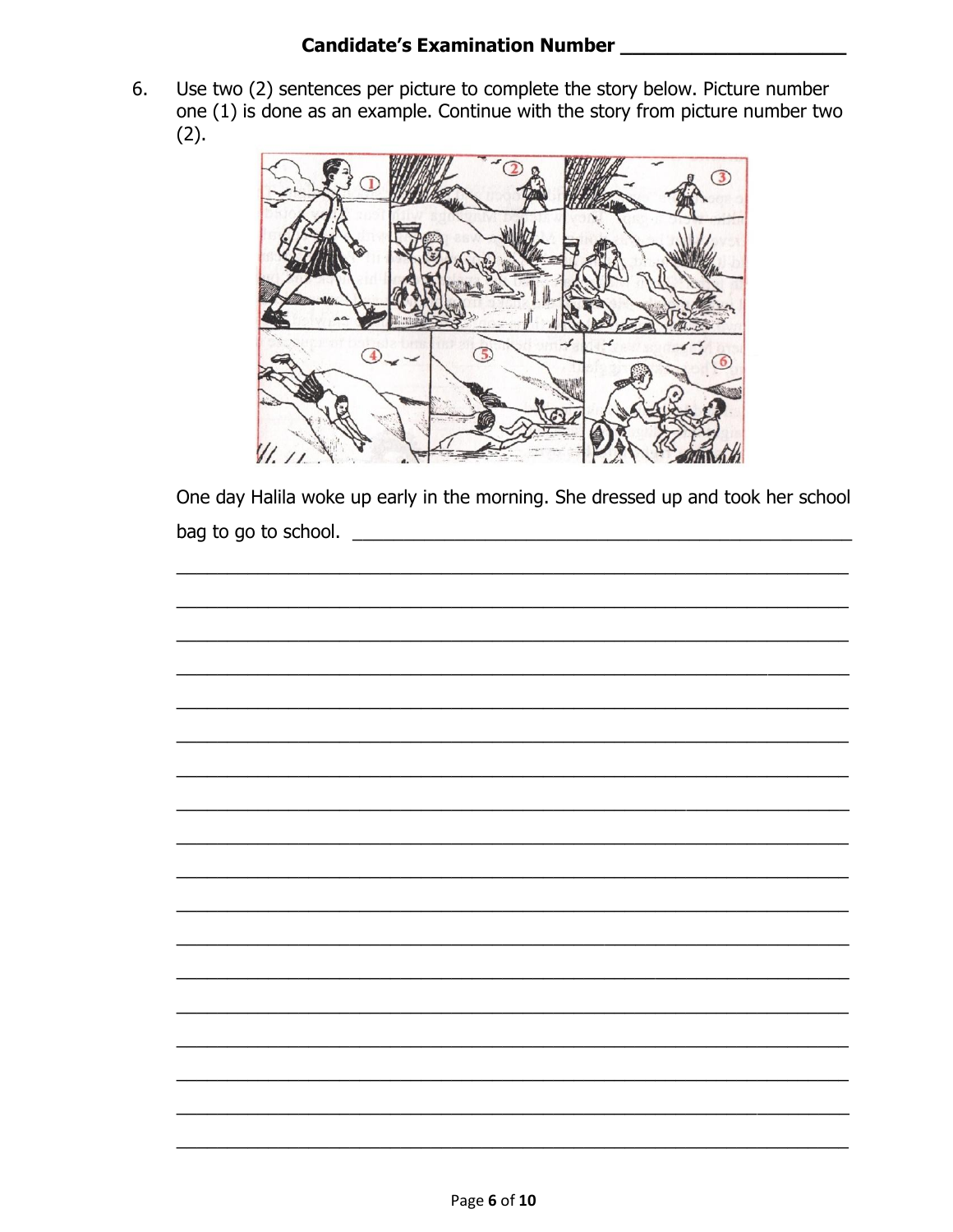**Candidate's Examination Number ____________________**

6. Use two (2) sentences per picture to complete the story below. Picture number one (1) is done as an example. Continue with the story from picture number two (2).

One day Halila woke up early in the morning. She dressed up and took her school bag to go to school. ______________________________________________

________________________________________________________________

________________________________________________________________

________________________________________________________________

________________________________________________________________

________________________________________________________________

________________________________________________________________

________________________________________________________________

________________________________________________________________

________________________________________________________________

________________________________________________________________

________________________________________________________________

________________________________________________________________

________________________________________________________________

________________________________________________________________

________________________________________________________________

________________________________________________________________

________________________________________________________________

________________________________________________________________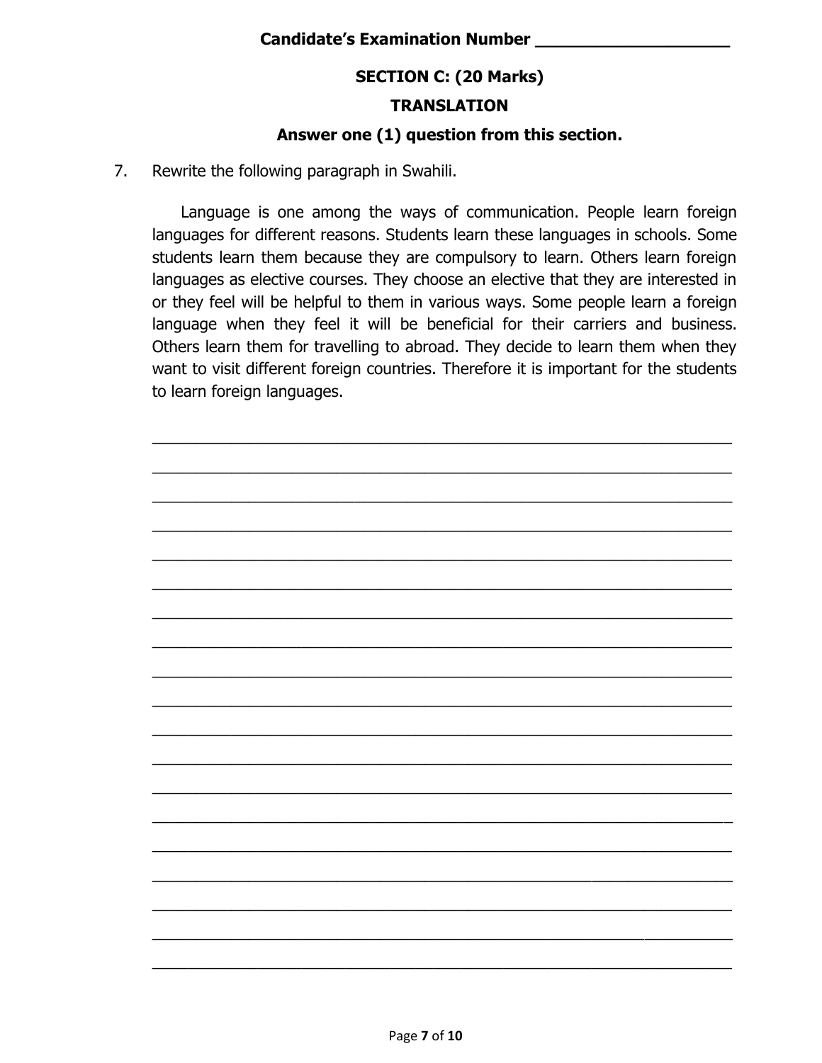**Candidate's Examination Number ____________________**

## SECTION C: (20 Marks)

## TRANSLATION

**Answer one (1) question from this section.**

7. Rewrite the following paragraph in Swahili.

   Language is one among the ways of communication. People learn foreign languages for different reasons. Students learn these languages in schools. Some students learn them because they are compulsory to learn. Others learn foreign languages as elective courses. They choose an elective that they are interested in or they feel will be helpful to them in various ways. Some people learn a foreign language when they feel it will be beneficial for their carriers and business. Others learn them for travelling to abroad. They decide to learn them when they want to visit different foreign countries. Therefore it is important for the students to learn foreign languages.

______________________________________________________________________

______________________________________________________________________

______________________________________________________________________

______________________________________________________________________

______________________________________________________________________

______________________________________________________________________

______________________________________________________________________

______________________________________________________________________

______________________________________________________________________

______________________________________________________________________

______________________________________________________________________

______________________________________________________________________

______________________________________________________________________

______________________________________________________________________

______________________________________________________________________

______________________________________________________________________

______________________________________________________________________

______________________________________________________________________

______________________________________________________________________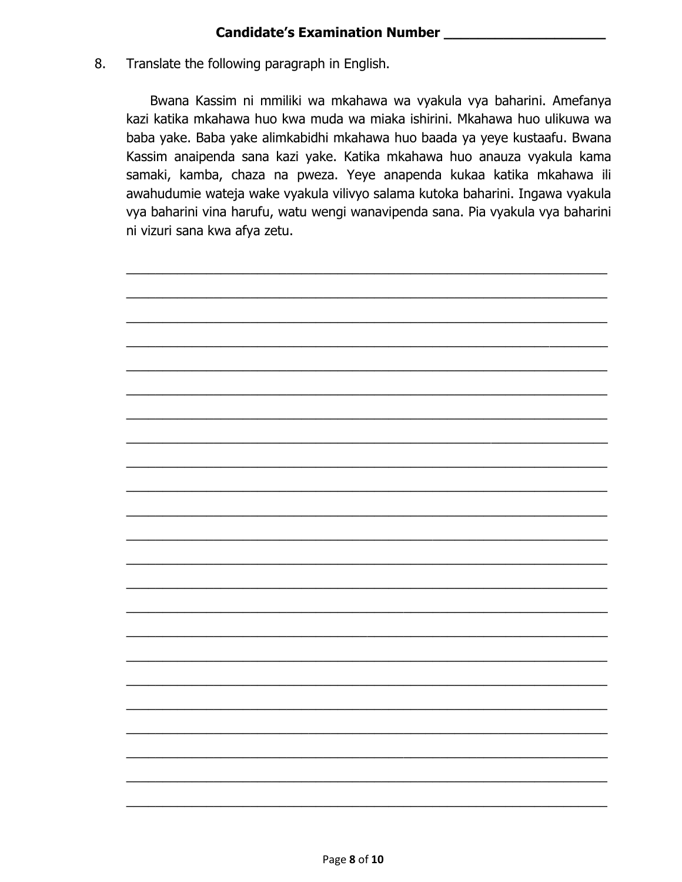**Candidate's Examination Number ____________________**

8. Translate the following paragraph in English.

Bwana Kassim ni mmiliki wa mkahawa wa vyakula vya baharini. Amefanya kazi katika mkahawa huo kwa muda wa miaka ishirini. Mkahawa huo ulikuwa wa baba yake. Baba yake alimkabidhi mkahawa huo baada ya yeye kustaafu. Bwana Kassim anaipenda sana kazi yake. Katika mkahawa huo anauza vyakula kama samaki, kamba, chaza na pweza. Yeye anapenda kukaa katika mkahawa ili awahudumie wateja wake vyakula vilivyo salama kutoka baharini. Ingawa vyakula vya baharini vina harufu, watu wengi wanavipenda sana. Pia vyakula vya baharini ni vizuri sana kwa afya zetu.

______________________________________________________________________

______________________________________________________________________

______________________________________________________________________

______________________________________________________________________

______________________________________________________________________

______________________________________________________________________

______________________________________________________________________

______________________________________________________________________

______________________________________________________________________

______________________________________________________________________

______________________________________________________________________

______________________________________________________________________

______________________________________________________________________

______________________________________________________________________

______________________________________________________________________

______________________________________________________________________

______________________________________________________________________

______________________________________________________________________

______________________________________________________________________

______________________________________________________________________

______________________________________________________________________

______________________________________________________________________

______________________________________________________________________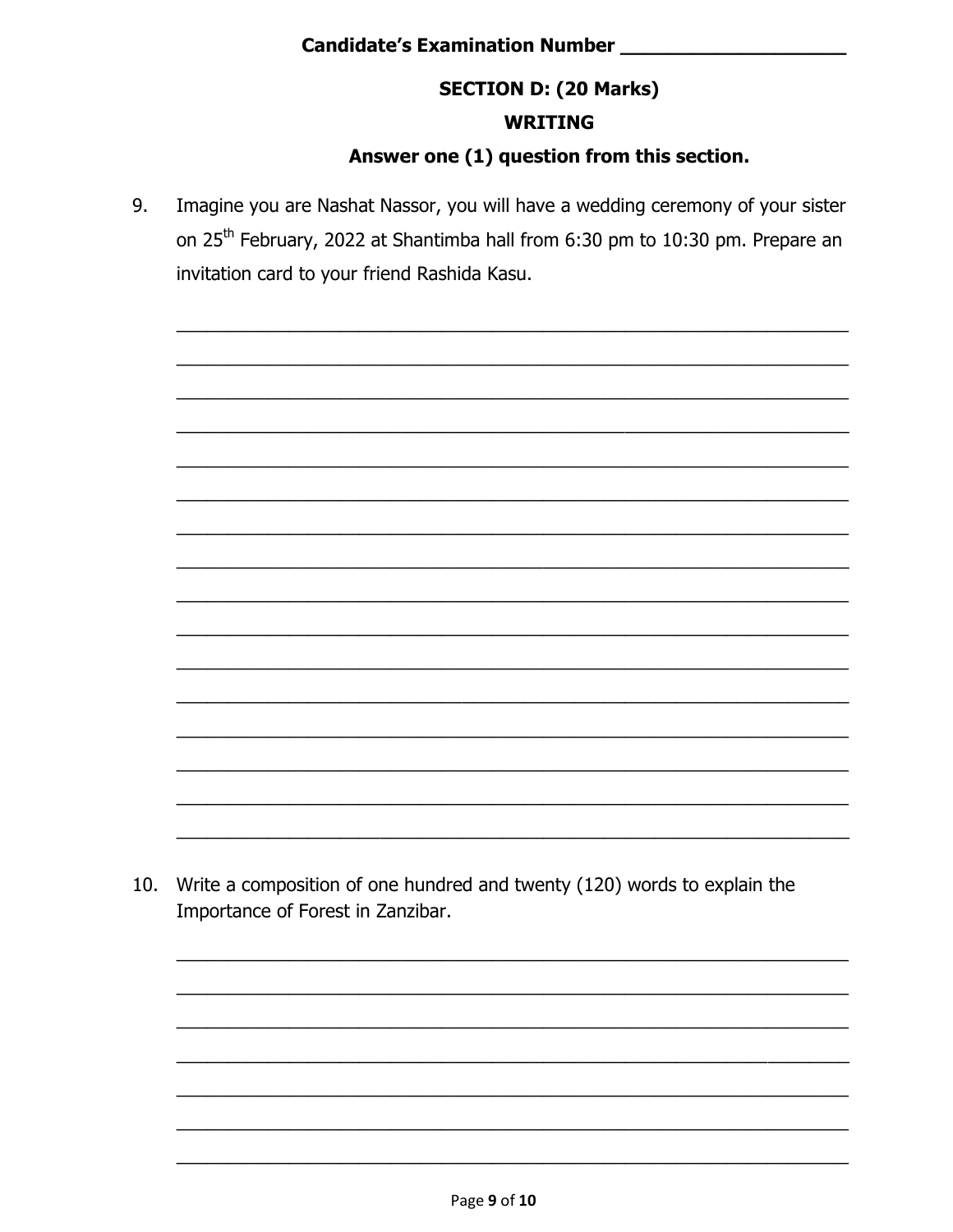**Candidate's Examination Number \_\_\_\_\_\_\_\_\_\_\_\_\_\_\_\_\_\_\_\_**

## SECTION D: (20 Marks)

## WRITING

**Answer one (1) question from this section.**

9. Imagine you are Nashat Nassor, you will have a wedding ceremony of your sister on 25th February, 2022 at Shantimba hall from 6:30 pm to 10:30 pm. Prepare an invitation card to your friend Rashida Kasu.

\_\_\_\_\_\_\_\_\_\_\_\_\_\_\_\_\_\_\_\_\_\_\_\_\_\_\_\_\_\_\_\_\_\_\_\_\_\_\_\_\_\_\_\_\_\_\_\_\_\_\_\_\_\_\_\_\_\_\_\_\_\_\_\_\_\_

\_\_\_\_\_\_\_\_\_\_\_\_\_\_\_\_\_\_\_\_\_\_\_\_\_\_\_\_\_\_\_\_\_\_\_\_\_\_\_\_\_\_\_\_\_\_\_\_\_\_\_\_\_\_\_\_\_\_\_\_\_\_\_\_\_\_

\_\_\_\_\_\_\_\_\_\_\_\_\_\_\_\_\_\_\_\_\_\_\_\_\_\_\_\_\_\_\_\_\_\_\_\_\_\_\_\_\_\_\_\_\_\_\_\_\_\_\_\_\_\_\_\_\_\_\_\_\_\_\_\_\_\_

\_\_\_\_\_\_\_\_\_\_\_\_\_\_\_\_\_\_\_\_\_\_\_\_\_\_\_\_\_\_\_\_\_\_\_\_\_\_\_\_\_\_\_\_\_\_\_\_\_\_\_\_\_\_\_\_\_\_\_\_\_\_\_\_\_\_

\_\_\_\_\_\_\_\_\_\_\_\_\_\_\_\_\_\_\_\_\_\_\_\_\_\_\_\_\_\_\_\_\_\_\_\_\_\_\_\_\_\_\_\_\_\_\_\_\_\_\_\_\_\_\_\_\_\_\_\_\_\_\_\_\_\_

\_\_\_\_\_\_\_\_\_\_\_\_\_\_\_\_\_\_\_\_\_\_\_\_\_\_\_\_\_\_\_\_\_\_\_\_\_\_\_\_\_\_\_\_\_\_\_\_\_\_\_\_\_\_\_\_\_\_\_\_\_\_\_\_\_\_

\_\_\_\_\_\_\_\_\_\_\_\_\_\_\_\_\_\_\_\_\_\_\_\_\_\_\_\_\_\_\_\_\_\_\_\_\_\_\_\_\_\_\_\_\_\_\_\_\_\_\_\_\_\_\_\_\_\_\_\_\_\_\_\_\_\_

\_\_\_\_\_\_\_\_\_\_\_\_\_\_\_\_\_\_\_\_\_\_\_\_\_\_\_\_\_\_\_\_\_\_\_\_\_\_\_\_\_\_\_\_\_\_\_\_\_\_\_\_\_\_\_\_\_\_\_\_\_\_\_\_\_\_

\_\_\_\_\_\_\_\_\_\_\_\_\_\_\_\_\_\_\_\_\_\_\_\_\_\_\_\_\_\_\_\_\_\_\_\_\_\_\_\_\_\_\_\_\_\_\_\_\_\_\_\_\_\_\_\_\_\_\_\_\_\_\_\_\_\_

\_\_\_\_\_\_\_\_\_\_\_\_\_\_\_\_\_\_\_\_\_\_\_\_\_\_\_\_\_\_\_\_\_\_\_\_\_\_\_\_\_\_\_\_\_\_\_\_\_\_\_\_\_\_\_\_\_\_\_\_\_\_\_\_\_\_

\_\_\_\_\_\_\_\_\_\_\_\_\_\_\_\_\_\_\_\_\_\_\_\_\_\_\_\_\_\_\_\_\_\_\_\_\_\_\_\_\_\_\_\_\_\_\_\_\_\_\_\_\_\_\_\_\_\_\_\_\_\_\_\_\_\_

\_\_\_\_\_\_\_\_\_\_\_\_\_\_\_\_\_\_\_\_\_\_\_\_\_\_\_\_\_\_\_\_\_\_\_\_\_\_\_\_\_\_\_\_\_\_\_\_\_\_\_\_\_\_\_\_\_\_\_\_\_\_\_\_\_\_

\_\_\_\_\_\_\_\_\_\_\_\_\_\_\_\_\_\_\_\_\_\_\_\_\_\_\_\_\_\_\_\_\_\_\_\_\_\_\_\_\_\_\_\_\_\_\_\_\_\_\_\_\_\_\_\_\_\_\_\_\_\_\_\_\_\_

\_\_\_\_\_\_\_\_\_\_\_\_\_\_\_\_\_\_\_\_\_\_\_\_\_\_\_\_\_\_\_\_\_\_\_\_\_\_\_\_\_\_\_\_\_\_\_\_\_\_\_\_\_\_\_\_\_\_\_\_\_\_\_\_\_\_

\_\_\_\_\_\_\_\_\_\_\_\_\_\_\_\_\_\_\_\_\_\_\_\_\_\_\_\_\_\_\_\_\_\_\_\_\_\_\_\_\_\_\_\_\_\_\_\_\_\_\_\_\_\_\_\_\_\_\_\_\_\_\_\_\_\_

\_\_\_\_\_\_\_\_\_\_\_\_\_\_\_\_\_\_\_\_\_\_\_\_\_\_\_\_\_\_\_\_\_\_\_\_\_\_\_\_\_\_\_\_\_\_\_\_\_\_\_\_\_\_\_\_\_\_\_\_\_\_\_\_\_\_

10. Write a composition of one hundred and twenty (120) words to explain the Importance of Forest in Zanzibar.

\_\_\_\_\_\_\_\_\_\_\_\_\_\_\_\_\_\_\_\_\_\_\_\_\_\_\_\_\_\_\_\_\_\_\_\_\_\_\_\_\_\_\_\_\_\_\_\_\_\_\_\_\_\_\_\_\_\_\_\_\_\_\_\_\_\_

\_\_\_\_\_\_\_\_\_\_\_\_\_\_\_\_\_\_\_\_\_\_\_\_\_\_\_\_\_\_\_\_\_\_\_\_\_\_\_\_\_\_\_\_\_\_\_\_\_\_\_\_\_\_\_\_\_\_\_\_\_\_\_\_\_\_

\_\_\_\_\_\_\_\_\_\_\_\_\_\_\_\_\_\_\_\_\_\_\_\_\_\_\_\_\_\_\_\_\_\_\_\_\_\_\_\_\_\_\_\_\_\_\_\_\_\_\_\_\_\_\_\_\_\_\_\_\_\_\_\_\_\_

\_\_\_\_\_\_\_\_\_\_\_\_\_\_\_\_\_\_\_\_\_\_\_\_\_\_\_\_\_\_\_\_\_\_\_\_\_\_\_\_\_\_\_\_\_\_\_\_\_\_\_\_\_\_\_\_\_\_\_\_\_\_\_\_\_\_

\_\_\_\_\_\_\_\_\_\_\_\_\_\_\_\_\_\_\_\_\_\_\_\_\_\_\_\_\_\_\_\_\_\_\_\_\_\_\_\_\_\_\_\_\_\_\_\_\_\_\_\_\_\_\_\_\_\_\_\_\_\_\_\_\_\_

\_\_\_\_\_\_\_\_\_\_\_\_\_\_\_\_\_\_\_\_\_\_\_\_\_\_\_\_\_\_\_\_\_\_\_\_\_\_\_\_\_\_\_\_\_\_\_\_\_\_\_\_\_\_\_\_\_\_\_\_\_\_\_\_\_\_

\_\_\_\_\_\_\_\_\_\_\_\_\_\_\_\_\_\_\_\_\_\_\_\_\_\_\_\_\_\_\_\_\_\_\_\_\_\_\_\_\_\_\_\_\_\_\_\_\_\_\_\_\_\_\_\_\_\_\_\_\_\_\_\_\_\_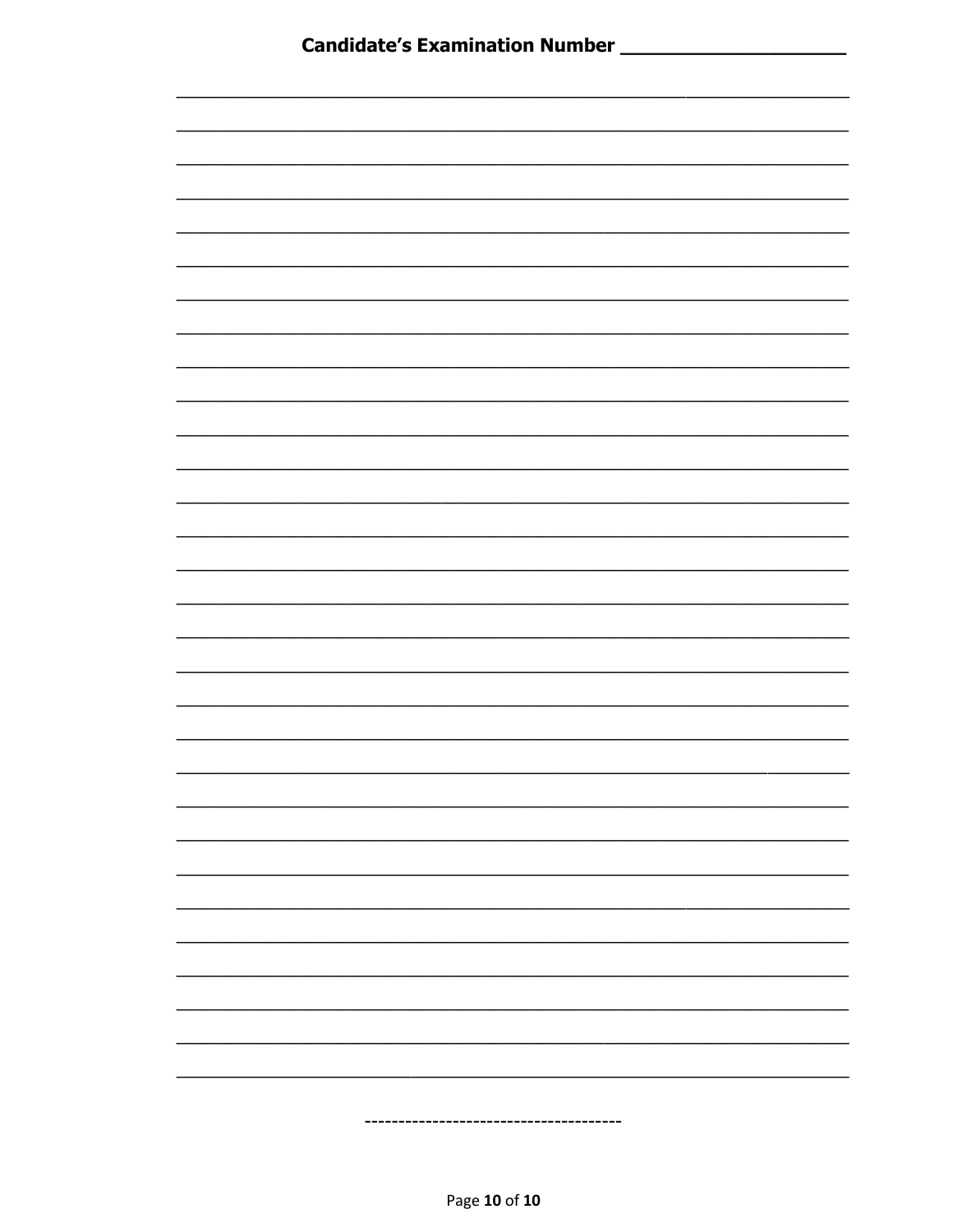**Candidate's Examination Number ____________________**

______________________________________________________________________

______________________________________________________________________

______________________________________________________________________

______________________________________________________________________

______________________________________________________________________

______________________________________________________________________

______________________________________________________________________

______________________________________________________________________

______________________________________________________________________

______________________________________________________________________

______________________________________________________________________

______________________________________________________________________

______________________________________________________________________

______________________________________________________________________

______________________________________________________________________

______________________________________________________________________

______________________________________________________________________

______________________________________________________________________

______________________________________________________________________

______________________________________________________________________

______________________________________________________________________

______________________________________________________________________

______________________________________________________________________

______________________________________________________________________

______________________________________________________________________

______________________________________________________________________

______________________________________________________________________

______________________________________________________________________

______________________________________________________________________

--------------------------------------